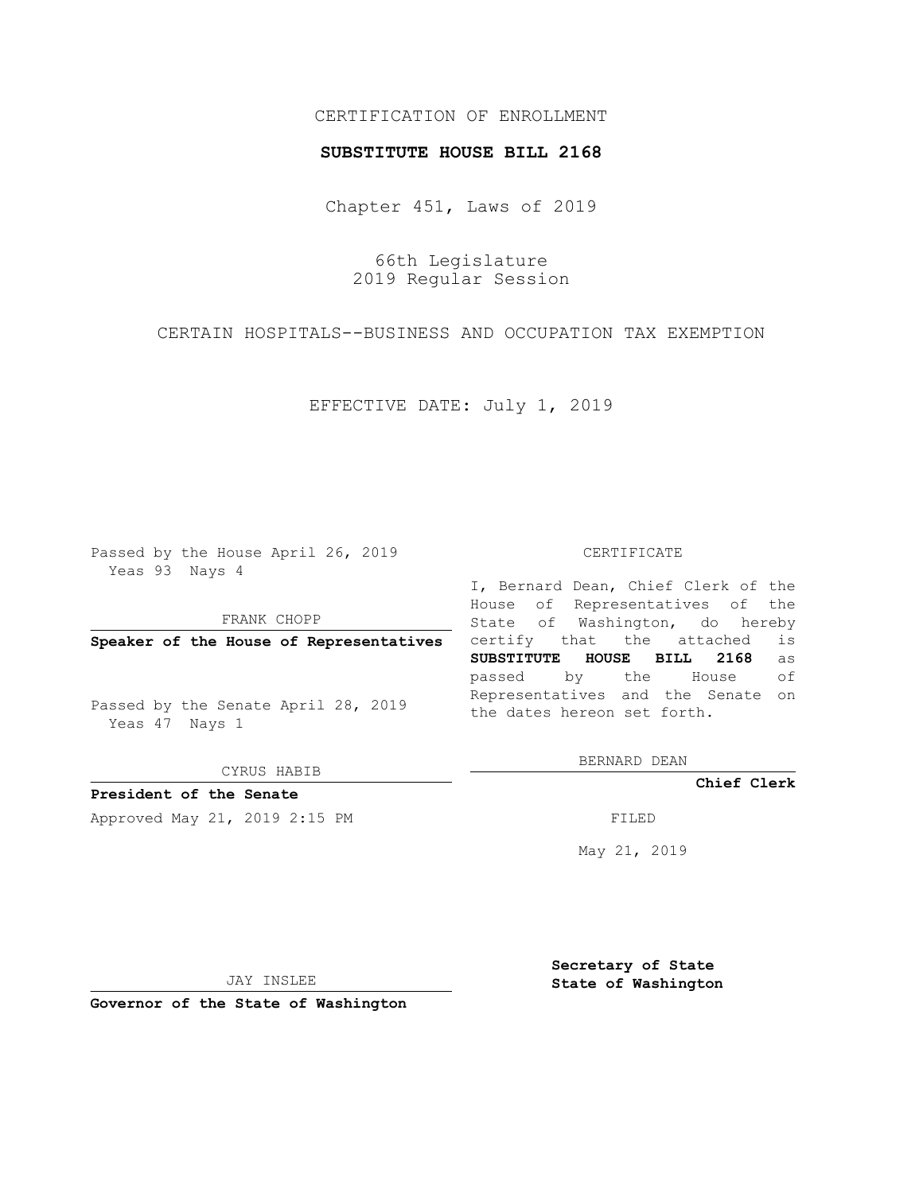CERTIFICATION OF ENROLLMENT

**SUBSTITUTE HOUSE BILL 2168**

Chapter 451, Laws of 2019

66th Legislature
2019 Regular Session

CERTAIN HOSPITALS--BUSINESS AND OCCUPATION TAX EXEMPTION

EFFECTIVE DATE: July 1, 2019

Passed by the House April 26, 2019
Yeas 93 Nays 4

FRANK CHOPP

**Speaker of the House of Representatives**

Passed by the Senate April 28, 2019
Yeas 47 Nays 1

CYRUS HABIB

**President of the Senate**

Approved May 21, 2019 2:15 PM

JAY INSLEE

**Governor of the State of Washington**

CERTIFICATE

I, Bernard Dean, Chief Clerk of the House of Representatives of the State of Washington, do hereby certify that the attached is **SUBSTITUTE HOUSE BILL 2168** as passed by the House of Representatives and the Senate on the dates hereon set forth.

BERNARD DEAN

**Chief Clerk**

FILED

May 21, 2019

**Secretary of State**
**State of Washington**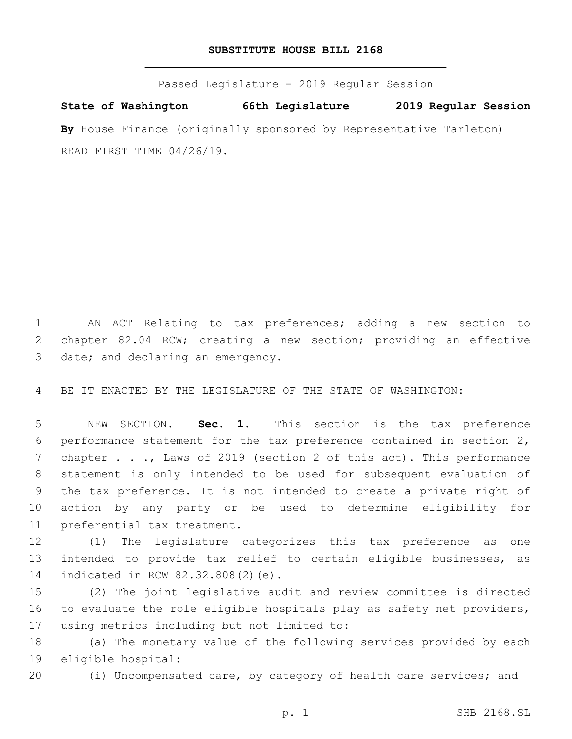# SUBSTITUTE HOUSE BILL 2168

Passed Legislature - 2019 Regular Session

**State of Washington 66th Legislature 2019 Regular Session**

**By** House Finance (originally sponsored by Representative Tarleton)

READ FIRST TIME 04/26/19.

AN ACT Relating to tax preferences; adding a new section to chapter 82.04 RCW; creating a new section; providing an effective date; and declaring an emergency.

BE IT ENACTED BY THE LEGISLATURE OF THE STATE OF WASHINGTON:

NEW SECTION. **Sec. 1.** This section is the tax preference performance statement for the tax preference contained in section 2, chapter . . ., Laws of 2019 (section 2 of this act). This performance statement is only intended to be used for subsequent evaluation of the tax preference. It is not intended to create a private right of action by any party or be used to determine eligibility for preferential tax treatment.

(1) The legislature categorizes this tax preference as one intended to provide tax relief to certain eligible businesses, as indicated in RCW 82.32.808(2)(e).

(2) The joint legislative audit and review committee is directed to evaluate the role eligible hospitals play as safety net providers, using metrics including but not limited to:

(a) The monetary value of the following services provided by each eligible hospital:

(i) Uncompensated care, by category of health care services; and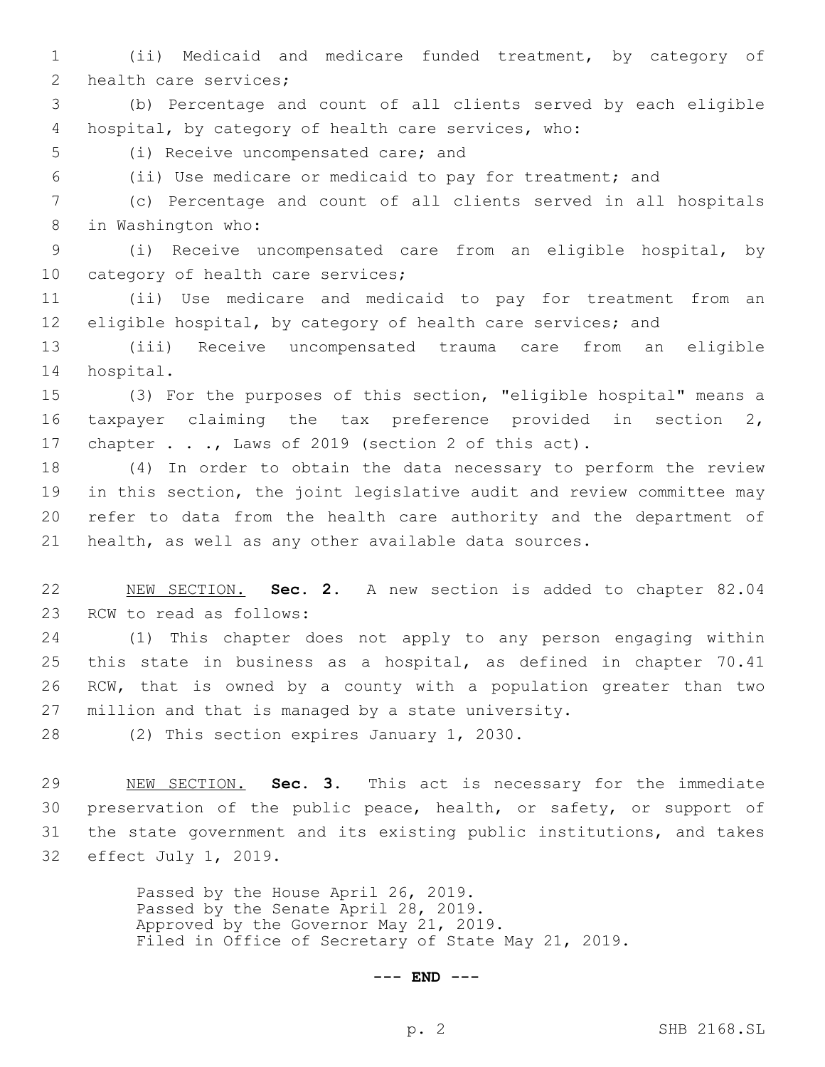(ii) Medicaid and medicare funded treatment, by category of health care services;

(b) Percentage and count of all clients served by each eligible hospital, by category of health care services, who:

(i) Receive uncompensated care; and

(ii) Use medicare or medicaid to pay for treatment; and

(c) Percentage and count of all clients served in all hospitals in Washington who:

(i) Receive uncompensated care from an eligible hospital, by category of health care services;

(ii) Use medicare and medicaid to pay for treatment from an eligible hospital, by category of health care services; and

(iii) Receive uncompensated trauma care from an eligible hospital.

(3) For the purposes of this section, "eligible hospital" means a taxpayer claiming the tax preference provided in section 2, chapter . . ., Laws of 2019 (section 2 of this act).

(4) In order to obtain the data necessary to perform the review in this section, the joint legislative audit and review committee may refer to data from the health care authority and the department of health, as well as any other available data sources.

NEW SECTION. **Sec. 2.** A new section is added to chapter 82.04 RCW to read as follows:

(1) This chapter does not apply to any person engaging within this state in business as a hospital, as defined in chapter 70.41 RCW, that is owned by a county with a population greater than two million and that is managed by a state university.

(2) This section expires January 1, 2030.

NEW SECTION. **Sec. 3.** This act is necessary for the immediate preservation of the public peace, health, or safety, or support of the state government and its existing public institutions, and takes effect July 1, 2019.

Passed by the House April 26, 2019.
Passed by the Senate April 28, 2019.
Approved by the Governor May 21, 2019.
Filed in Office of Secretary of State May 21, 2019.

**--- END ---**